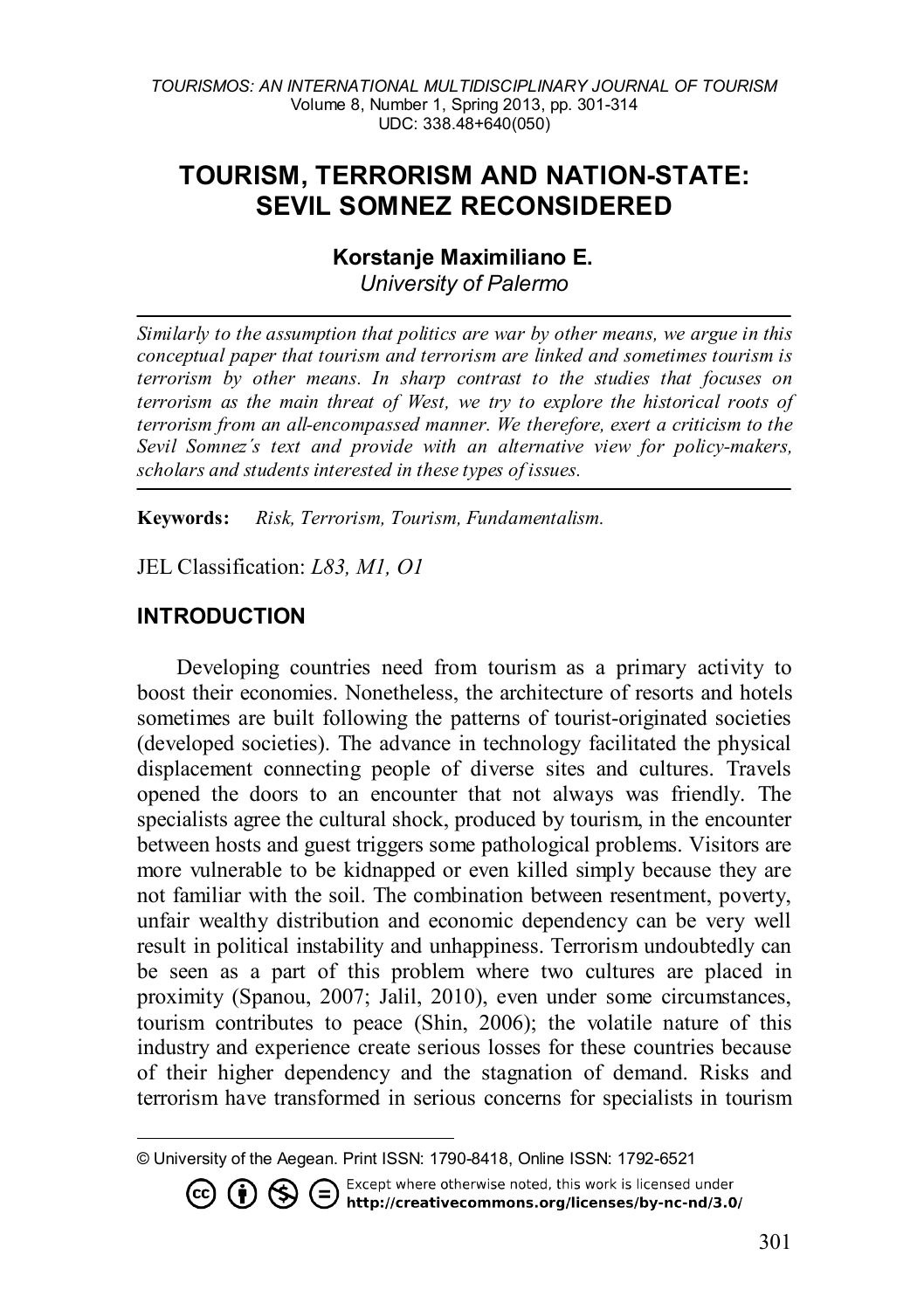# TOURISM, TERRORISM AND NATION-STATE: SEVIL SOMNEZ RECONSIDERED

**Korstanje Maximiliano E.**
*University of Palermo*

*Similarly to the assumption that politics are war by other means, we argue in this conceptual paper that tourism and terrorism are linked and sometimes tourism is terrorism by other means. In sharp contrast to the studies that focuses on terrorism as the main threat of West, we try to explore the historical roots of terrorism from an all-encompassed manner. We therefore, exert a criticism to the Sevil Somnez´s text and provide with an alternative view for policy-makers, scholars and students interested in these types of issues.*

**Keywords:** *Risk, Terrorism, Tourism, Fundamentalism.*

JEL Classification: *L83, M1, O1*

## INTRODUCTION

Developing countries need from tourism as a primary activity to boost their economies. Nonetheless, the architecture of resorts and hotels sometimes are built following the patterns of tourist-originated societies (developed societies). The advance in technology facilitated the physical displacement connecting people of diverse sites and cultures. Travels opened the doors to an encounter that not always was friendly. The specialists agree the cultural shock, produced by tourism, in the encounter between hosts and guest triggers some pathological problems. Visitors are more vulnerable to be kidnapped or even killed simply because they are not familiar with the soil. The combination between resentment, poverty, unfair wealthy distribution and economic dependency can be very well result in political instability and unhappiness. Terrorism undoubtedly can be seen as a part of this problem where two cultures are placed in proximity (Spanou, 2007; Jalil, 2010), even under some circumstances, tourism contributes to peace (Shin, 2006); the volatile nature of this industry and experience create serious losses for these countries because of their higher dependency and the stagnation of demand. Risks and terrorism have transformed in serious concerns for specialists in tourism

© University of the Aegean. Print ISSN: 1790-8418, Online ISSN: 1792-6521

Except where otherwise noted, this work is licensed under **http://creativecommons.org/licenses/by-nc-nd/3.0/**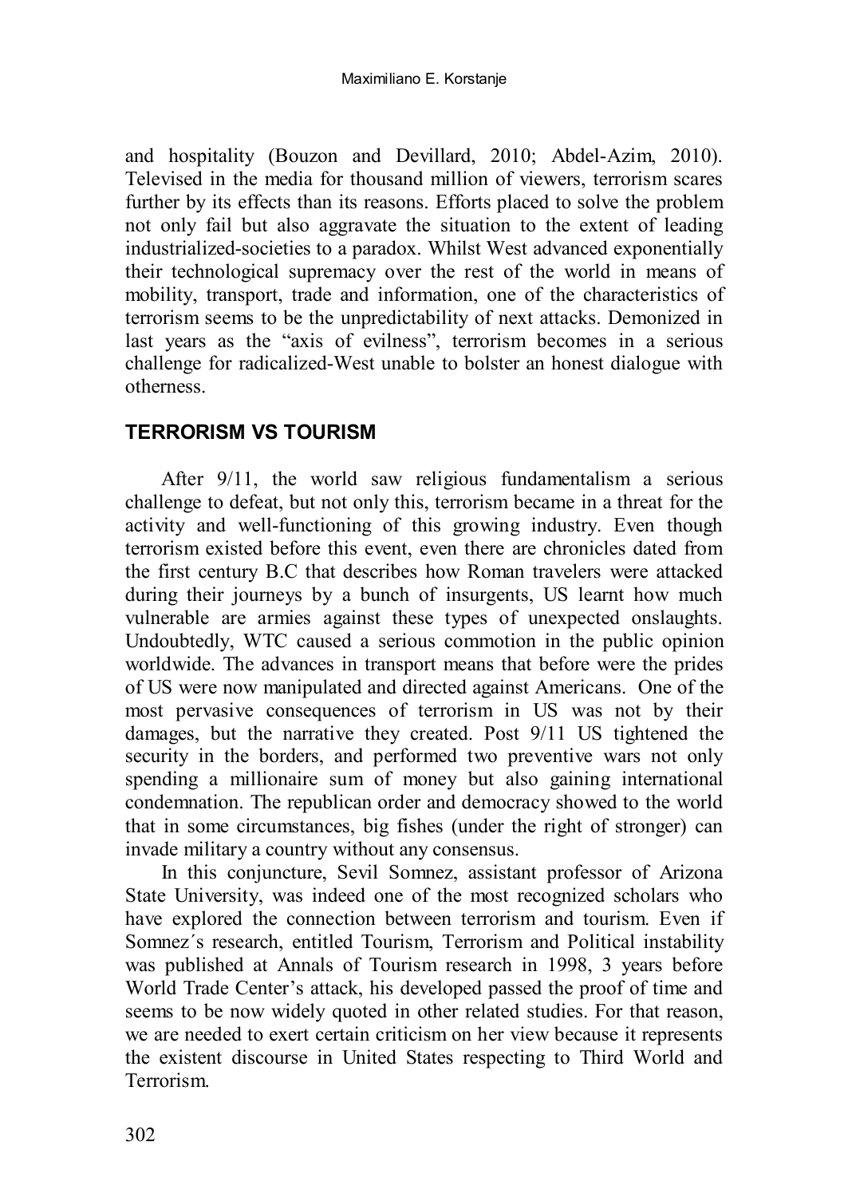and hospitality (Bouzon and Devillard, 2010; Abdel-Azim, 2010). Televised in the media for thousand million of viewers, terrorism scares further by its effects than its reasons. Efforts placed to solve the problem not only fail but also aggravate the situation to the extent of leading industrialized-societies to a paradox. Whilst West advanced exponentially their technological supremacy over the rest of the world in means of mobility, transport, trade and information, one of the characteristics of terrorism seems to be the unpredictability of next attacks. Demonized in last years as the "axis of evilness", terrorism becomes in a serious challenge for radicalized-West unable to bolster an honest dialogue with otherness.

## TERRORISM VS TOURISM

After 9/11, the world saw religious fundamentalism a serious challenge to defeat, but not only this, terrorism became in a threat for the activity and well-functioning of this growing industry. Even though terrorism existed before this event, even there are chronicles dated from the first century B.C that describes how Roman travelers were attacked during their journeys by a bunch of insurgents, US learnt how much vulnerable are armies against these types of unexpected onslaughts. Undoubtedly, WTC caused a serious commotion in the public opinion worldwide. The advances in transport means that before were the prides of US were now manipulated and directed against Americans. One of the most pervasive consequences of terrorism in US was not by their damages, but the narrative they created. Post 9/11 US tightened the security in the borders, and performed two preventive wars not only spending a millionaire sum of money but also gaining international condemnation. The republican order and democracy showed to the world that in some circumstances, big fishes (under the right of stronger) can invade military a country without any consensus.

In this conjuncture, Sevil Somnez, assistant professor of Arizona State University, was indeed one of the most recognized scholars who have explored the connection between terrorism and tourism. Even if Somnez´s research, entitled Tourism, Terrorism and Political instability was published at Annals of Tourism research in 1998, 3 years before World Trade Center's attack, his developed passed the proof of time and seems to be now widely quoted in other related studies. For that reason, we are needed to exert certain criticism on her view because it represents the existent discourse in United States respecting to Third World and Terrorism.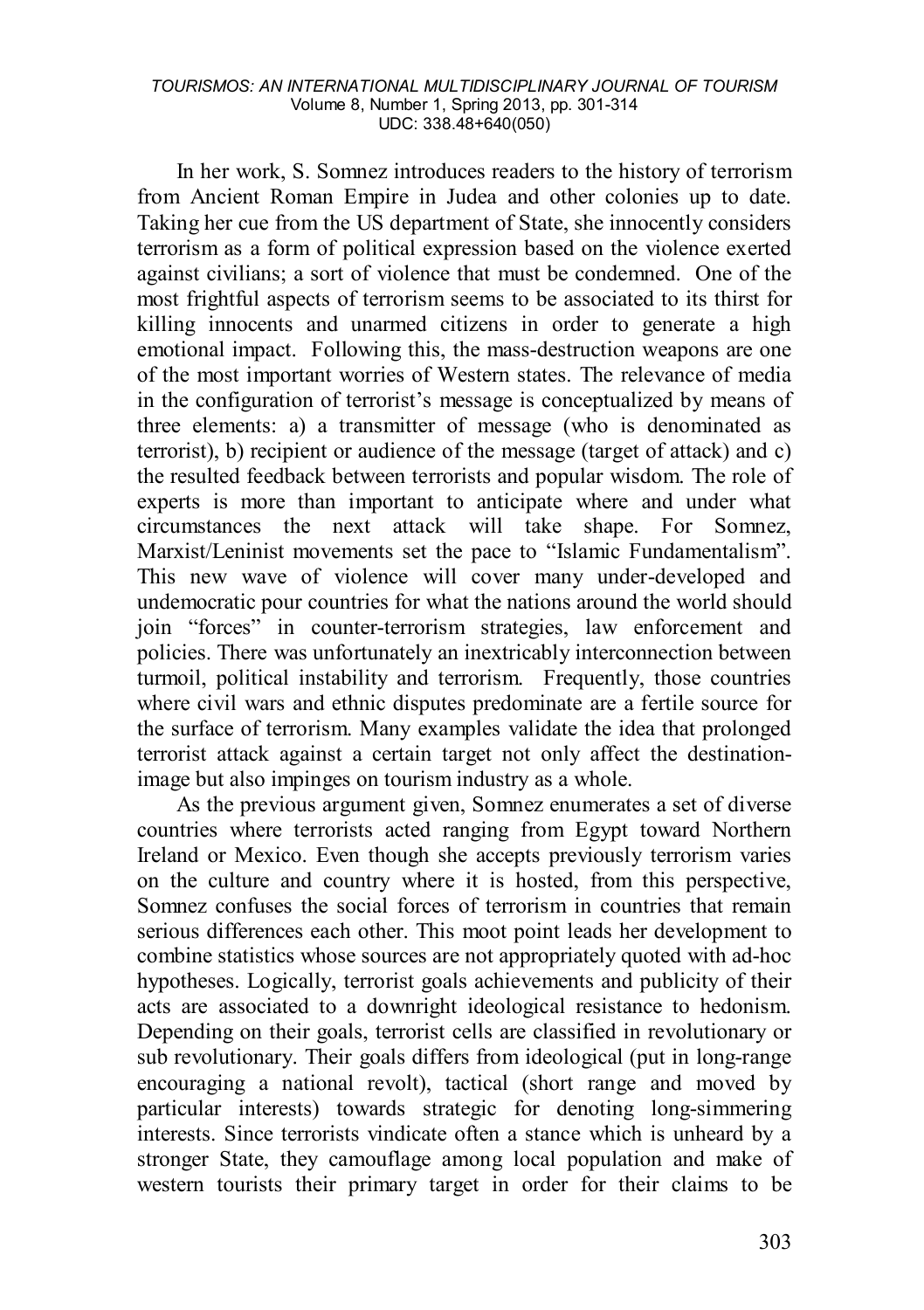In her work, S. Somnez introduces readers to the history of terrorism from Ancient Roman Empire in Judea and other colonies up to date. Taking her cue from the US department of State, she innocently considers terrorism as a form of political expression based on the violence exerted against civilians; a sort of violence that must be condemned. One of the most frightful aspects of terrorism seems to be associated to its thirst for killing innocents and unarmed citizens in order to generate a high emotional impact. Following this, the mass-destruction weapons are one of the most important worries of Western states. The relevance of media in the configuration of terrorist's message is conceptualized by means of three elements: a) a transmitter of message (who is denominated as terrorist), b) recipient or audience of the message (target of attack) and c) the resulted feedback between terrorists and popular wisdom. The role of experts is more than important to anticipate where and under what circumstances the next attack will take shape. For Somnez, Marxist/Leninist movements set the pace to "Islamic Fundamentalism". This new wave of violence will cover many under-developed and undemocratic pour countries for what the nations around the world should join "forces" in counter-terrorism strategies, law enforcement and policies. There was unfortunately an inextricably interconnection between turmoil, political instability and terrorism. Frequently, those countries where civil wars and ethnic disputes predominate are a fertile source for the surface of terrorism. Many examples validate the idea that prolonged terrorist attack against a certain target not only affect the destination-image but also impinges on tourism industry as a whole.

As the previous argument given, Somnez enumerates a set of diverse countries where terrorists acted ranging from Egypt toward Northern Ireland or Mexico. Even though she accepts previously terrorism varies on the culture and country where it is hosted, from this perspective, Somnez confuses the social forces of terrorism in countries that remain serious differences each other. This moot point leads her development to combine statistics whose sources are not appropriately quoted with ad-hoc hypotheses. Logically, terrorist goals achievements and publicity of their acts are associated to a downright ideological resistance to hedonism. Depending on their goals, terrorist cells are classified in revolutionary or sub revolutionary. Their goals differs from ideological (put in long-range encouraging a national revolt), tactical (short range and moved by particular interests) towards strategic for denoting long-simmering interests. Since terrorists vindicate often a stance which is unheard by a stronger State, they camouflage among local population and make of western tourists their primary target in order for their claims to be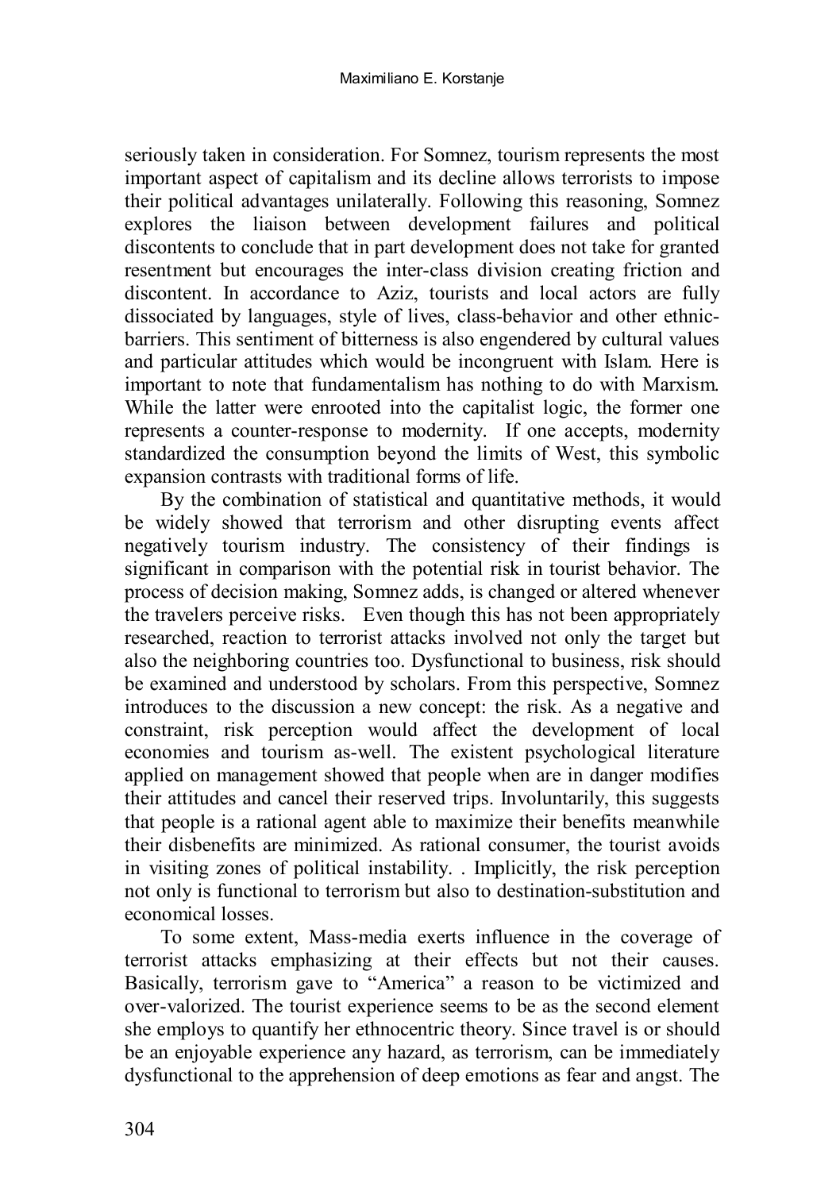seriously taken in consideration. For Somnez, tourism represents the most important aspect of capitalism and its decline allows terrorists to impose their political advantages unilaterally. Following this reasoning, Somnez explores the liaison between development failures and political discontents to conclude that in part development does not take for granted resentment but encourages the inter-class division creating friction and discontent. In accordance to Aziz, tourists and local actors are fully dissociated by languages, style of lives, class-behavior and other ethnic-barriers. This sentiment of bitterness is also engendered by cultural values and particular attitudes which would be incongruent with Islam. Here is important to note that fundamentalism has nothing to do with Marxism. While the latter were enrooted into the capitalist logic, the former one represents a counter-response to modernity. If one accepts, modernity standardized the consumption beyond the limits of West, this symbolic expansion contrasts with traditional forms of life.

By the combination of statistical and quantitative methods, it would be widely showed that terrorism and other disrupting events affect negatively tourism industry. The consistency of their findings is significant in comparison with the potential risk in tourist behavior. The process of decision making, Somnez adds, is changed or altered whenever the travelers perceive risks. Even though this has not been appropriately researched, reaction to terrorist attacks involved not only the target but also the neighboring countries too. Dysfunctional to business, risk should be examined and understood by scholars. From this perspective, Somnez introduces to the discussion a new concept: the risk. As a negative and constraint, risk perception would affect the development of local economies and tourism as-well. The existent psychological literature applied on management showed that people when are in danger modifies their attitudes and cancel their reserved trips. Involuntarily, this suggests that people is a rational agent able to maximize their benefits meanwhile their disbenefits are minimized. As rational consumer, the tourist avoids in visiting zones of political instability. . Implicitly, the risk perception not only is functional to terrorism but also to destination-substitution and economical losses.

To some extent, Mass-media exerts influence in the coverage of terrorist attacks emphasizing at their effects but not their causes. Basically, terrorism gave to "America" a reason to be victimized and over-valorized. The tourist experience seems to be as the second element she employs to quantify her ethnocentric theory. Since travel is or should be an enjoyable experience any hazard, as terrorism, can be immediately dysfunctional to the apprehension of deep emotions as fear and angst. The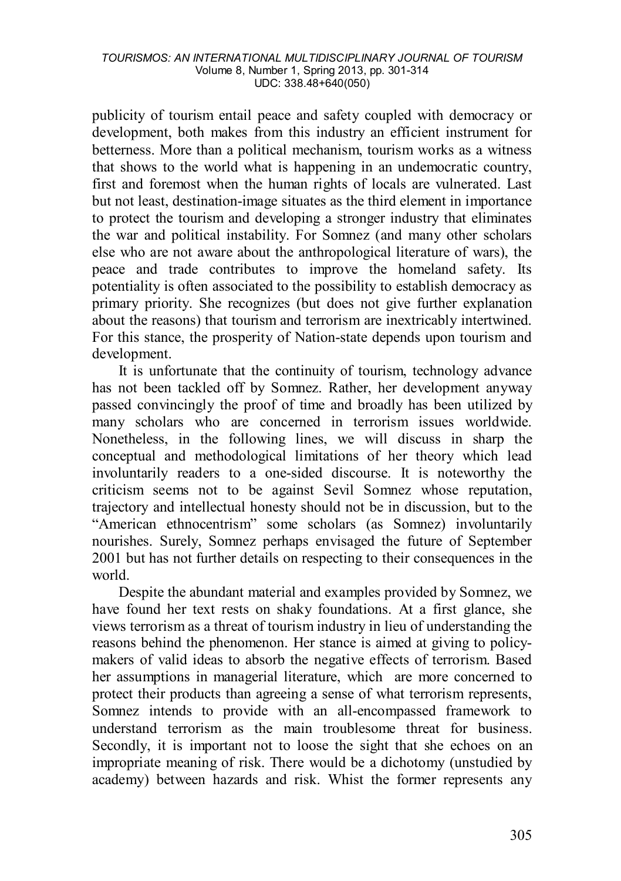publicity of tourism entail peace and safety coupled with democracy or development, both makes from this industry an efficient instrument for betterness. More than a political mechanism, tourism works as a witness that shows to the world what is happening in an undemocratic country, first and foremost when the human rights of locals are vulnerated. Last but not least, destination-image situates as the third element in importance to protect the tourism and developing a stronger industry that eliminates the war and political instability. For Somnez (and many other scholars else who are not aware about the anthropological literature of wars), the peace and trade contributes to improve the homeland safety. Its potentiality is often associated to the possibility to establish democracy as primary priority. She recognizes (but does not give further explanation about the reasons) that tourism and terrorism are inextricably intertwined. For this stance, the prosperity of Nation-state depends upon tourism and development.

It is unfortunate that the continuity of tourism, technology advance has not been tackled off by Somnez. Rather, her development anyway passed convincingly the proof of time and broadly has been utilized by many scholars who are concerned in terrorism issues worldwide. Nonetheless, in the following lines, we will discuss in sharp the conceptual and methodological limitations of her theory which lead involuntarily readers to a one-sided discourse. It is noteworthy the criticism seems not to be against Sevil Somnez whose reputation, trajectory and intellectual honesty should not be in discussion, but to the "American ethnocentrism" some scholars (as Somnez) involuntarily nourishes. Surely, Somnez perhaps envisaged the future of September 2001 but has not further details on respecting to their consequences in the world.

Despite the abundant material and examples provided by Somnez, we have found her text rests on shaky foundations. At a first glance, she views terrorism as a threat of tourism industry in lieu of understanding the reasons behind the phenomenon. Her stance is aimed at giving to policy-makers of valid ideas to absorb the negative effects of terrorism. Based her assumptions in managerial literature, which are more concerned to protect their products than agreeing a sense of what terrorism represents, Somnez intends to provide with an all-encompassed framework to understand terrorism as the main troublesome threat for business. Secondly, it is important not to loose the sight that she echoes on an impropriate meaning of risk. There would be a dichotomy (unstudied by academy) between hazards and risk. Whist the former represents any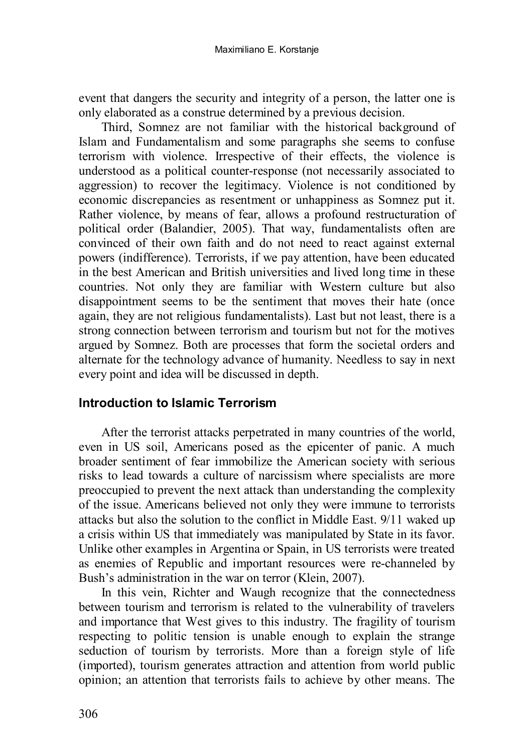event that dangers the security and integrity of a person, the latter one is only elaborated as a construe determined by a previous decision.

Third, Somnez are not familiar with the historical background of Islam and Fundamentalism and some paragraphs she seems to confuse terrorism with violence. Irrespective of their effects, the violence is understood as a political counter-response (not necessarily associated to aggression) to recover the legitimacy. Violence is not conditioned by economic discrepancies as resentment or unhappiness as Somnez put it. Rather violence, by means of fear, allows a profound restructuration of political order (Balandier, 2005). That way, fundamentalists often are convinced of their own faith and do not need to react against external powers (indifference). Terrorists, if we pay attention, have been educated in the best American and British universities and lived long time in these countries. Not only they are familiar with Western culture but also disappointment seems to be the sentiment that moves their hate (once again, they are not religious fundamentalists). Last but not least, there is a strong connection between terrorism and tourism but not for the motives argued by Somnez. Both are processes that form the societal orders and alternate for the technology advance of humanity. Needless to say in next every point and idea will be discussed in depth.

## Introduction to Islamic Terrorism

After the terrorist attacks perpetrated in many countries of the world, even in US soil, Americans posed as the epicenter of panic. A much broader sentiment of fear immobilize the American society with serious risks to lead towards a culture of narcissism where specialists are more preoccupied to prevent the next attack than understanding the complexity of the issue. Americans believed not only they were immune to terrorists attacks but also the solution to the conflict in Middle East. 9/11 waked up a crisis within US that immediately was manipulated by State in its favor. Unlike other examples in Argentina or Spain, in US terrorists were treated as enemies of Republic and important resources were re-channeled by Bush's administration in the war on terror (Klein, 2007).

In this vein, Richter and Waugh recognize that the connectedness between tourism and terrorism is related to the vulnerability of travelers and importance that West gives to this industry. The fragility of tourism respecting to politic tension is unable enough to explain the strange seduction of tourism by terrorists. More than a foreign style of life (imported), tourism generates attraction and attention from world public opinion; an attention that terrorists fails to achieve by other means. The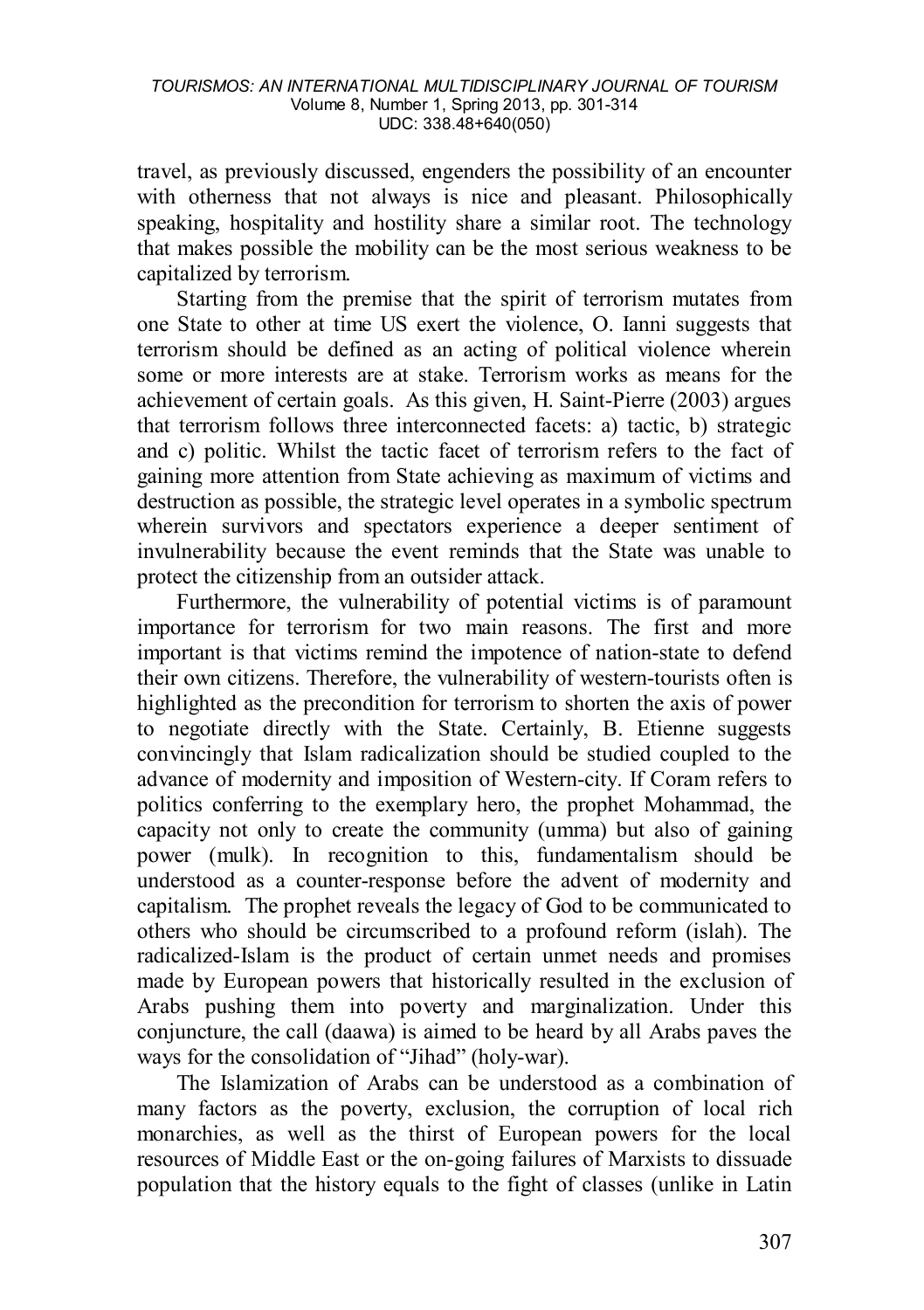travel, as previously discussed, engenders the possibility of an encounter with otherness that not always is nice and pleasant. Philosophically speaking, hospitality and hostility share a similar root. The technology that makes possible the mobility can be the most serious weakness to be capitalized by terrorism.

Starting from the premise that the spirit of terrorism mutates from one State to other at time US exert the violence, O. Ianni suggests that terrorism should be defined as an acting of political violence wherein some or more interests are at stake. Terrorism works as means for the achievement of certain goals. As this given, H. Saint-Pierre (2003) argues that terrorism follows three interconnected facets: a) tactic, b) strategic and c) politic. Whilst the tactic facet of terrorism refers to the fact of gaining more attention from State achieving as maximum of victims and destruction as possible, the strategic level operates in a symbolic spectrum wherein survivors and spectators experience a deeper sentiment of invulnerability because the event reminds that the State was unable to protect the citizenship from an outsider attack.

Furthermore, the vulnerability of potential victims is of paramount importance for terrorism for two main reasons. The first and more important is that victims remind the impotence of nation-state to defend their own citizens. Therefore, the vulnerability of western-tourists often is highlighted as the precondition for terrorism to shorten the axis of power to negotiate directly with the State. Certainly, B. Etienne suggests convincingly that Islam radicalization should be studied coupled to the advance of modernity and imposition of Western-city. If Coram refers to politics conferring to the exemplary hero, the prophet Mohammad, the capacity not only to create the community (umma) but also of gaining power (mulk). In recognition to this, fundamentalism should be understood as a counter-response before the advent of modernity and capitalism. The prophet reveals the legacy of God to be communicated to others who should be circumscribed to a profound reform (islah). The radicalized-Islam is the product of certain unmet needs and promises made by European powers that historically resulted in the exclusion of Arabs pushing them into poverty and marginalization. Under this conjuncture, the call (daawa) is aimed to be heard by all Arabs paves the ways for the consolidation of "Jihad" (holy-war).

The Islamization of Arabs can be understood as a combination of many factors as the poverty, exclusion, the corruption of local rich monarchies, as well as the thirst of European powers for the local resources of Middle East or the on-going failures of Marxists to dissuade population that the history equals to the fight of classes (unlike in Latin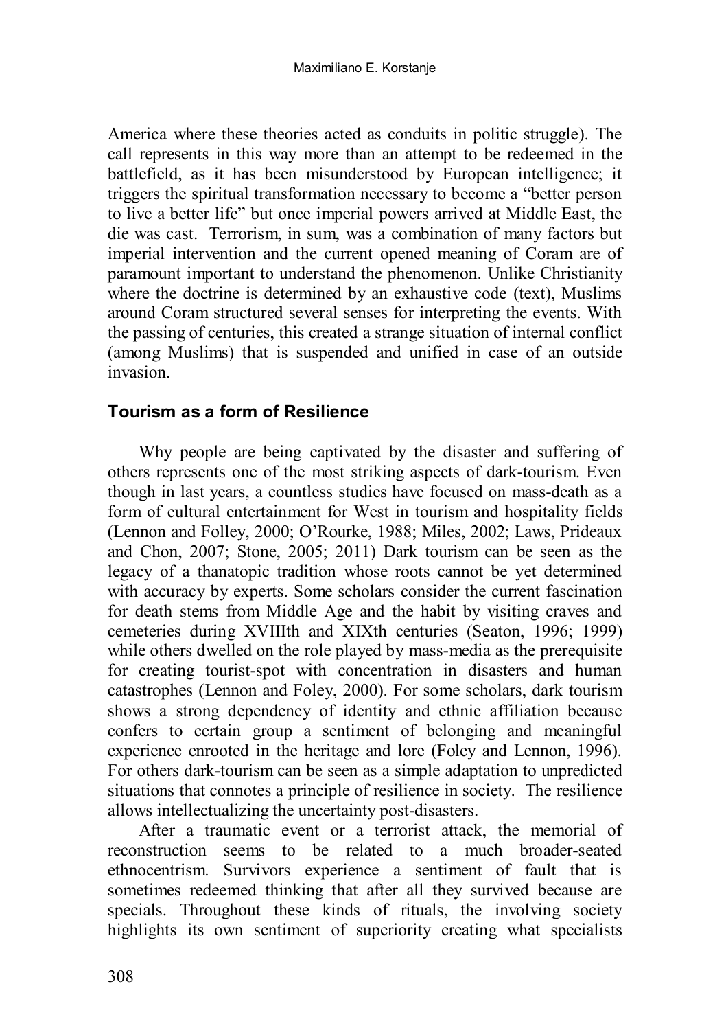America where these theories acted as conduits in politic struggle). The call represents in this way more than an attempt to be redeemed in the battlefield, as it has been misunderstood by European intelligence; it triggers the spiritual transformation necessary to become a "better person to live a better life" but once imperial powers arrived at Middle East, the die was cast. Terrorism, in sum, was a combination of many factors but imperial intervention and the current opened meaning of Coram are of paramount important to understand the phenomenon. Unlike Christianity where the doctrine is determined by an exhaustive code (text), Muslims around Coram structured several senses for interpreting the events. With the passing of centuries, this created a strange situation of internal conflict (among Muslims) that is suspended and unified in case of an outside invasion.

## Tourism as a form of Resilience

Why people are being captivated by the disaster and suffering of others represents one of the most striking aspects of dark-tourism. Even though in last years, a countless studies have focused on mass-death as a form of cultural entertainment for West in tourism and hospitality fields (Lennon and Folley, 2000; O'Rourke, 1988; Miles, 2002; Laws, Prideaux and Chon, 2007; Stone, 2005; 2011) Dark tourism can be seen as the legacy of a thanatopic tradition whose roots cannot be yet determined with accuracy by experts. Some scholars consider the current fascination for death stems from Middle Age and the habit by visiting craves and cemeteries during XVIIIth and XIXth centuries (Seaton, 1996; 1999) while others dwelled on the role played by mass-media as the prerequisite for creating tourist-spot with concentration in disasters and human catastrophes (Lennon and Foley, 2000). For some scholars, dark tourism shows a strong dependency of identity and ethnic affiliation because confers to certain group a sentiment of belonging and meaningful experience enrooted in the heritage and lore (Foley and Lennon, 1996). For others dark-tourism can be seen as a simple adaptation to unpredicted situations that connotes a principle of resilience in society. The resilience allows intellectualizing the uncertainty post-disasters.

After a traumatic event or a terrorist attack, the memorial of reconstruction seems to be related to a much broader-seated ethnocentrism. Survivors experience a sentiment of fault that is sometimes redeemed thinking that after all they survived because are specials. Throughout these kinds of rituals, the involving society highlights its own sentiment of superiority creating what specialists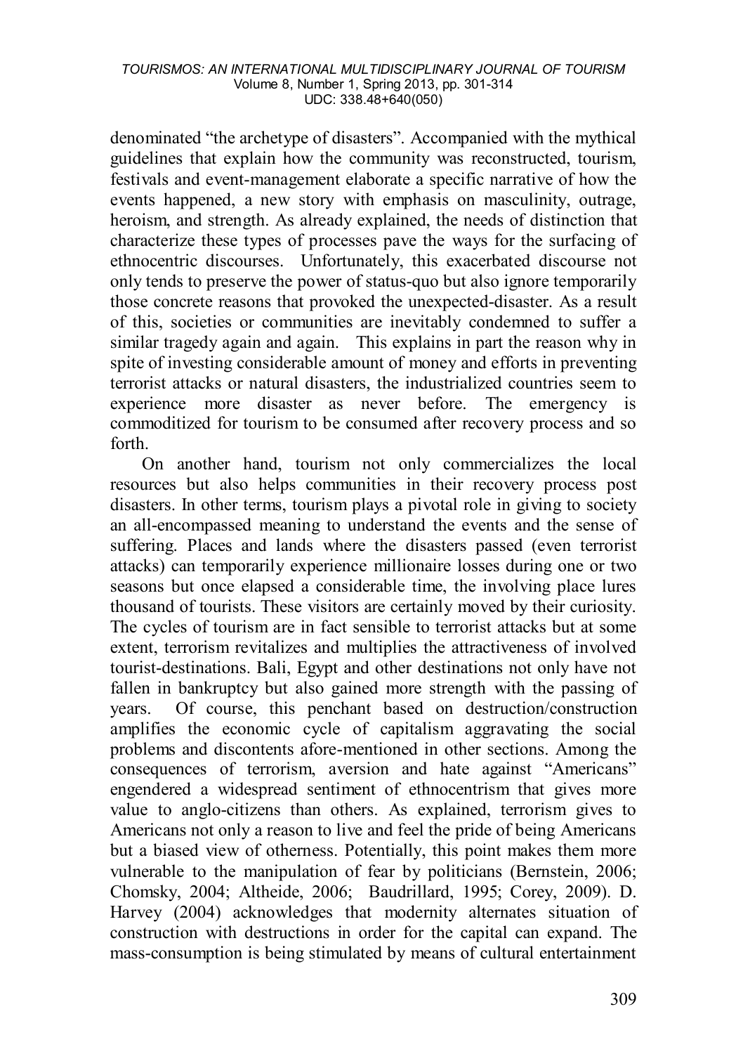denominated "the archetype of disasters". Accompanied with the mythical guidelines that explain how the community was reconstructed, tourism, festivals and event-management elaborate a specific narrative of how the events happened, a new story with emphasis on masculinity, outrage, heroism, and strength. As already explained, the needs of distinction that characterize these types of processes pave the ways for the surfacing of ethnocentric discourses. Unfortunately, this exacerbated discourse not only tends to preserve the power of status-quo but also ignore temporarily those concrete reasons that provoked the unexpected-disaster. As a result of this, societies or communities are inevitably condemned to suffer a similar tragedy again and again. This explains in part the reason why in spite of investing considerable amount of money and efforts in preventing terrorist attacks or natural disasters, the industrialized countries seem to experience more disaster as never before. The emergency is commoditized for tourism to be consumed after recovery process and so forth.

On another hand, tourism not only commercializes the local resources but also helps communities in their recovery process post disasters. In other terms, tourism plays a pivotal role in giving to society an all-encompassed meaning to understand the events and the sense of suffering. Places and lands where the disasters passed (even terrorist attacks) can temporarily experience millionaire losses during one or two seasons but once elapsed a considerable time, the involving place lures thousand of tourists. These visitors are certainly moved by their curiosity. The cycles of tourism are in fact sensible to terrorist attacks but at some extent, terrorism revitalizes and multiplies the attractiveness of involved tourist-destinations. Bali, Egypt and other destinations not only have not fallen in bankruptcy but also gained more strength with the passing of years. Of course, this penchant based on destruction/construction amplifies the economic cycle of capitalism aggravating the social problems and discontents afore-mentioned in other sections. Among the consequences of terrorism, aversion and hate against "Americans" engendered a widespread sentiment of ethnocentrism that gives more value to anglo-citizens than others. As explained, terrorism gives to Americans not only a reason to live and feel the pride of being Americans but a biased view of otherness. Potentially, this point makes them more vulnerable to the manipulation of fear by politicians (Bernstein, 2006; Chomsky, 2004; Altheide, 2006; Baudrillard, 1995; Corey, 2009). D. Harvey (2004) acknowledges that modernity alternates situation of construction with destructions in order for the capital can expand. The mass-consumption is being stimulated by means of cultural entertainment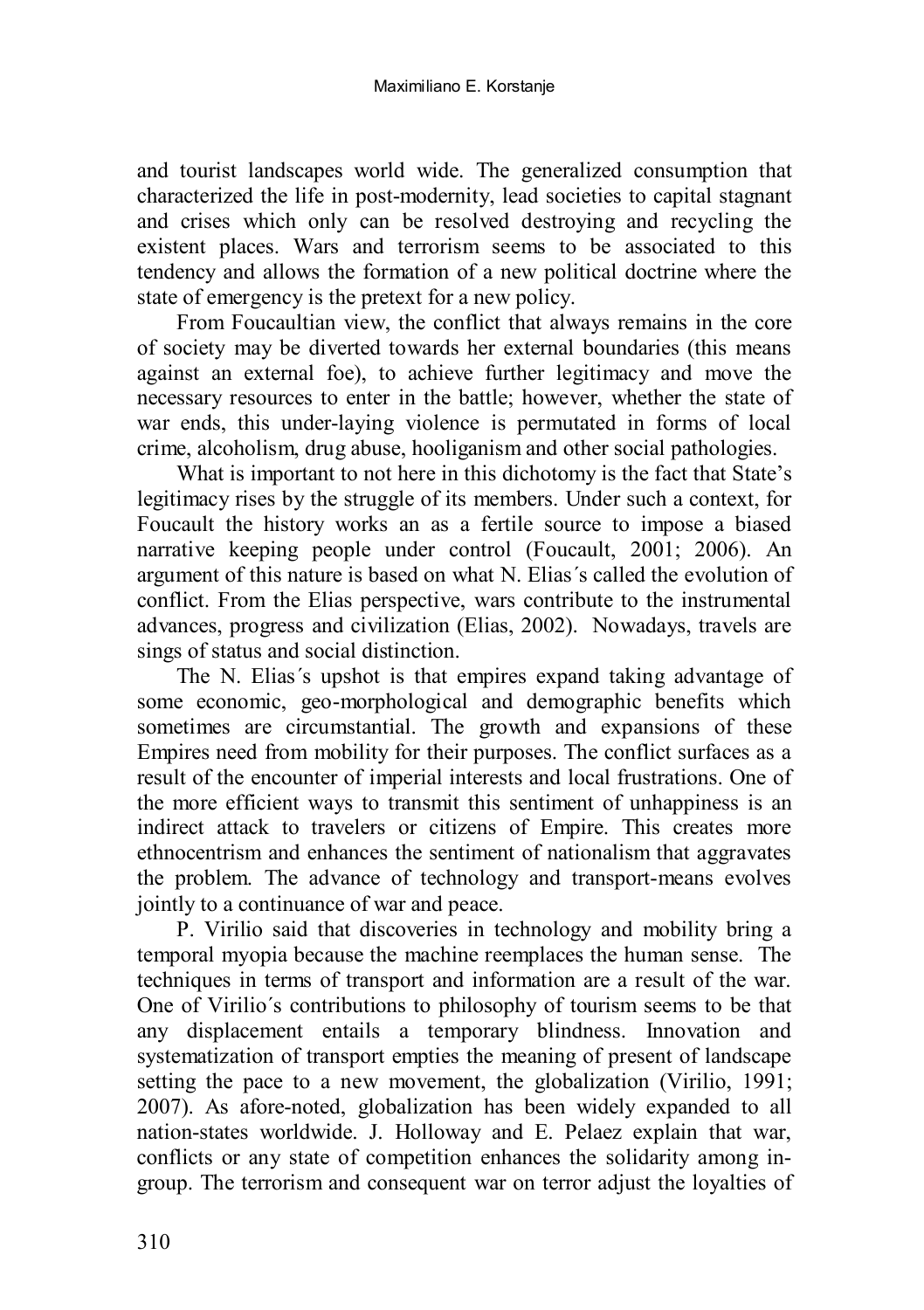and tourist landscapes world wide. The generalized consumption that characterized the life in post-modernity, lead societies to capital stagnant and crises which only can be resolved destroying and recycling the existent places. Wars and terrorism seems to be associated to this tendency and allows the formation of a new political doctrine where the state of emergency is the pretext for a new policy.

From Foucaultian view, the conflict that always remains in the core of society may be diverted towards her external boundaries (this means against an external foe), to achieve further legitimacy and move the necessary resources to enter in the battle; however, whether the state of war ends, this under-laying violence is permutated in forms of local crime, alcoholism, drug abuse, hooliganism and other social pathologies.

What is important to not here in this dichotomy is the fact that State's legitimacy rises by the struggle of its members. Under such a context, for Foucault the history works an as a fertile source to impose a biased narrative keeping people under control (Foucault, 2001; 2006). An argument of this nature is based on what N. Elias´s called the evolution of conflict. From the Elias perspective, wars contribute to the instrumental advances, progress and civilization (Elias, 2002). Nowadays, travels are sings of status and social distinction.

The N. Elias´s upshot is that empires expand taking advantage of some economic, geo-morphological and demographic benefits which sometimes are circumstantial. The growth and expansions of these Empires need from mobility for their purposes. The conflict surfaces as a result of the encounter of imperial interests and local frustrations. One of the more efficient ways to transmit this sentiment of unhappiness is an indirect attack to travelers or citizens of Empire. This creates more ethnocentrism and enhances the sentiment of nationalism that aggravates the problem. The advance of technology and transport-means evolves jointly to a continuance of war and peace.

P. Virilio said that discoveries in technology and mobility bring a temporal myopia because the machine reemplaces the human sense. The techniques in terms of transport and information are a result of the war. One of Virilio´s contributions to philosophy of tourism seems to be that any displacement entails a temporary blindness. Innovation and systematization of transport empties the meaning of present of landscape setting the pace to a new movement, the globalization (Virilio, 1991; 2007). As afore-noted, globalization has been widely expanded to all nation-states worldwide. J. Holloway and E. Pelaez explain that war, conflicts or any state of competition enhances the solidarity among in-group. The terrorism and consequent war on terror adjust the loyalties of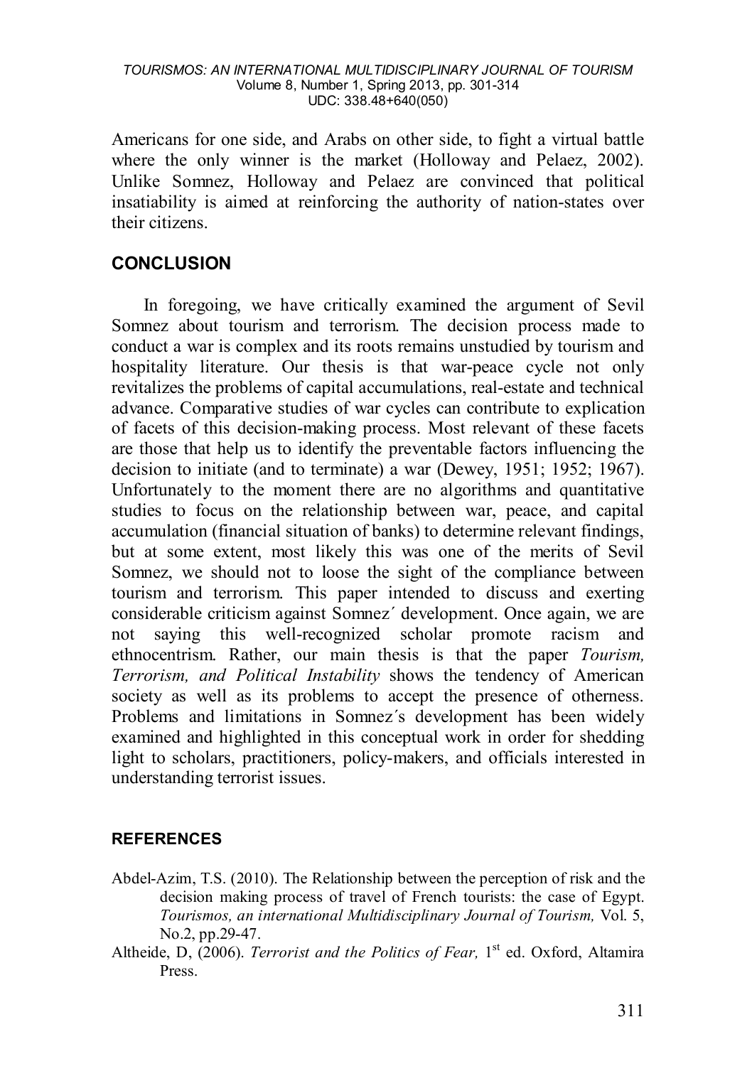Americans for one side, and Arabs on other side, to fight a virtual battle where the only winner is the market (Holloway and Pelaez, 2002). Unlike Somnez, Holloway and Pelaez are convinced that political insatiability is aimed at reinforcing the authority of nation-states over their citizens.

## CONCLUSION

In foregoing, we have critically examined the argument of Sevil Somnez about tourism and terrorism. The decision process made to conduct a war is complex and its roots remains unstudied by tourism and hospitality literature. Our thesis is that war-peace cycle not only revitalizes the problems of capital accumulations, real-estate and technical advance. Comparative studies of war cycles can contribute to explication of facets of this decision-making process. Most relevant of these facets are those that help us to identify the preventable factors influencing the decision to initiate (and to terminate) a war (Dewey, 1951; 1952; 1967). Unfortunately to the moment there are no algorithms and quantitative studies to focus on the relationship between war, peace, and capital accumulation (financial situation of banks) to determine relevant findings, but at some extent, most likely this was one of the merits of Sevil Somnez, we should not to loose the sight of the compliance between tourism and terrorism. This paper intended to discuss and exerting considerable criticism against Somnez´ development. Once again, we are not saying this well-recognized scholar promote racism and ethnocentrism. Rather, our main thesis is that the paper *Tourism, Terrorism, and Political Instability* shows the tendency of American society as well as its problems to accept the presence of otherness. Problems and limitations in Somnez´s development has been widely examined and highlighted in this conceptual work in order for shedding light to scholars, practitioners, policy-makers, and officials interested in understanding terrorist issues.

### REFERENCES

Abdel-Azim, T.S. (2010). The Relationship between the perception of risk and the decision making process of travel of French tourists: the case of Egypt. *Tourismos, an international Multidisciplinary Journal of Tourism,* Vol. 5, No.2, pp.29-47.

Altheide, D, (2006). *Terrorist and the Politics of Fear,* 1st ed. Oxford, Altamira Press.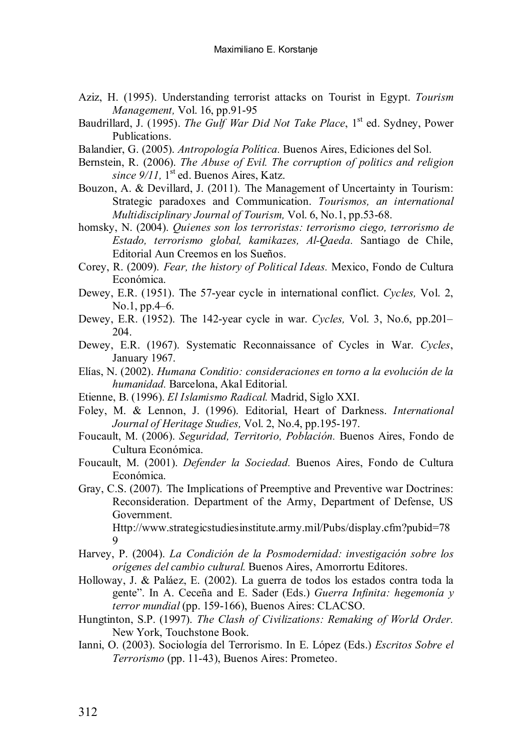Aziz, H. (1995). Understanding terrorist attacks on Tourist in Egypt. *Tourism Management,* Vol. 16, pp.91-95

Baudrillard, J. (1995). *The Gulf War Did Not Take Place*, 1st ed. Sydney, Power Publications.

Balandier, G. (2005). *Antropología Política.* Buenos Aires, Ediciones del Sol.

Bernstein, R. (2006). *The Abuse of Evil. The corruption of politics and religion since 9/11,* 1st ed. Buenos Aires, Katz.

Bouzon, A. & Devillard, J. (2011). The Management of Uncertainty in Tourism: Strategic paradoxes and Communication. *Tourismos, an international Multidisciplinary Journal of Tourism,* Vol. 6, No.1, pp.53-68.

homsky, N. (2004). *Quienes son los terroristas: terrorismo ciego, terrorismo de Estado, terrorismo global, kamikazes, Al-Qaeda.* Santiago de Chile, Editorial Aun Creemos en los Sueños.

Corey, R. (2009). *Fear, the history of Political Ideas.* Mexico, Fondo de Cultura Económica.

Dewey, E.R. (1951). The 57-year cycle in international conflict. *Cycles,* Vol. 2, No.1, pp.4–6.

Dewey, E.R. (1952). The 142-year cycle in war. *Cycles,* Vol. 3, No.6, pp.201–204.

Dewey, E.R. (1967). Systematic Reconnaissance of Cycles in War. *Cycles*, January 1967.

Elías, N. (2002). *Humana Conditio: consideraciones en torno a la evolución de la humanidad.* Barcelona, Akal Editorial.

Etienne, B. (1996). *El Islamismo Radical.* Madrid, Siglo XXI.

Foley, M. & Lennon, J. (1996). Editorial, Heart of Darkness. *International Journal of Heritage Studies,* Vol. 2, No.4, pp.195-197.

Foucault, M. (2006). *Seguridad, Territorio, Población.* Buenos Aires, Fondo de Cultura Económica.

Foucault, M. (2001). *Defender la Sociedad.* Buenos Aires, Fondo de Cultura Económica.

Gray, C.S. (2007). The Implications of Preemptive and Preventive war Doctrines: Reconsideration. Department of the Army, Department of Defense, US Government. Http://www.strategicstudiesinstitute.army.mil/Pubs/display.cfm?pubid=789

Harvey, P. (2004). *La Condición de la Posmodernidad: investigación sobre los orígenes del cambio cultural.* Buenos Aires, Amorrortu Editores.

Holloway, J. & Paláez, E. (2002). La guerra de todos los estados contra toda la gente". In A. Ceceña and E. Sader (Eds.) *Guerra Infinita: hegemonía y terror mundial* (pp. 159-166), Buenos Aires: CLACSO.

Hungtinton, S.P. (1997). *The Clash of Civilizations: Remaking of World Order.* New York, Touchstone Book.

Ianni, O. (2003). Sociología del Terrorismo. In E. López (Eds.) *Escritos Sobre el Terrorismo* (pp. 11-43), Buenos Aires: Prometeo.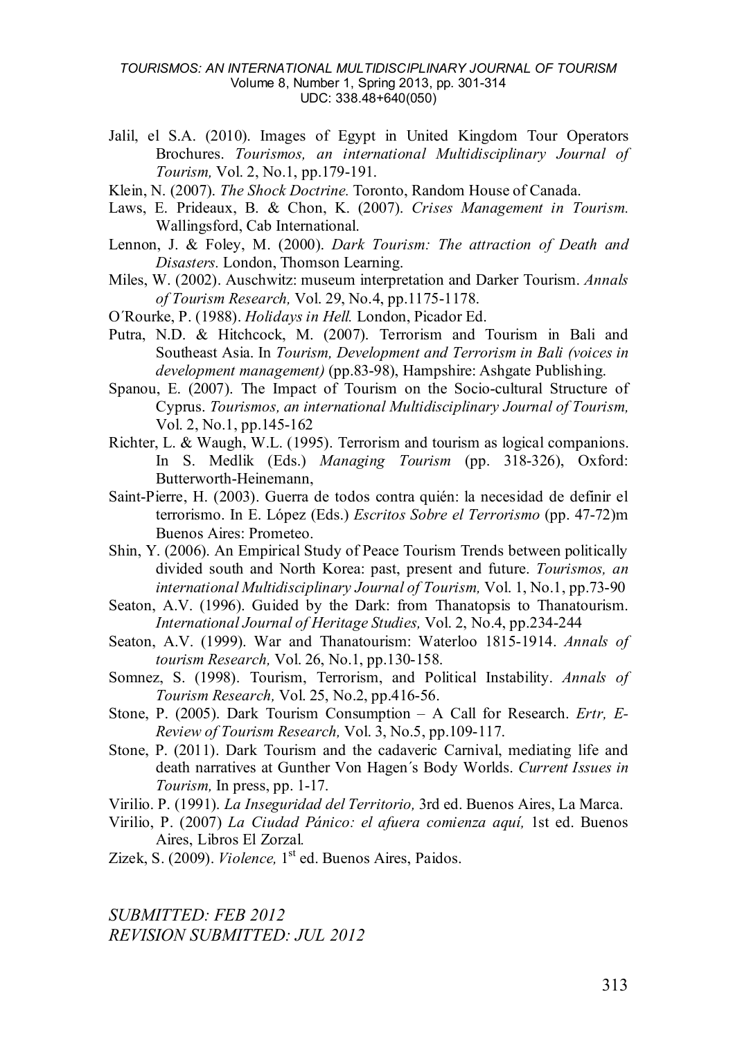Jalil, el S.A. (2010). Images of Egypt in United Kingdom Tour Operators Brochures. *Tourismos, an international Multidisciplinary Journal of Tourism,* Vol. 2, No.1, pp.179-191.

Klein, N. (2007). *The Shock Doctrine.* Toronto, Random House of Canada.

Laws, E. Prideaux, B. & Chon, K. (2007). *Crises Management in Tourism.* Wallingsford, Cab International.

Lennon, J. & Foley, M. (2000). *Dark Tourism: The attraction of Death and Disasters.* London, Thomson Learning.

Miles, W. (2002). Auschwitz: museum interpretation and Darker Tourism. *Annals of Tourism Research,* Vol. 29, No.4, pp.1175-1178.

O´Rourke, P. (1988). *Holidays in Hell.* London, Picador Ed.

Putra, N.D. & Hitchcock, M. (2007). Terrorism and Tourism in Bali and Southeast Asia. In *Tourism, Development and Terrorism in Bali (voices in development management)* (pp.83-98), Hampshire: Ashgate Publishing.

Spanou, E. (2007). The Impact of Tourism on the Socio-cultural Structure of Cyprus. *Tourismos, an international Multidisciplinary Journal of Tourism,* Vol. 2, No.1, pp.145-162

Richter, L. & Waugh, W.L. (1995). Terrorism and tourism as logical companions. In S. Medlik (Eds.) *Managing Tourism* (pp. 318-326), Oxford: Butterworth-Heinemann,

Saint-Pierre, H. (2003). Guerra de todos contra quién: la necesidad de definir el terrorismo. In E. López (Eds.) *Escritos Sobre el Terrorismo* (pp. 47-72)m Buenos Aires: Prometeo.

Shin, Y. (2006). An Empirical Study of Peace Tourism Trends between politically divided south and North Korea: past, present and future. *Tourismos, an international Multidisciplinary Journal of Tourism,* Vol. 1, No.1, pp.73-90

Seaton, A.V. (1996). Guided by the Dark: from Thanatopsis to Thanatourism. *International Journal of Heritage Studies,* Vol. 2, No.4, pp.234-244

Seaton, A.V. (1999). War and Thanatourism: Waterloo 1815-1914. *Annals of tourism Research,* Vol. 26, No.1, pp.130-158.

Somnez, S. (1998). Tourism, Terrorism, and Political Instability. *Annals of Tourism Research,* Vol. 25, No.2, pp.416-56.

Stone, P. (2005). Dark Tourism Consumption – A Call for Research. *Ertr, E-Review of Tourism Research,* Vol. 3, No.5, pp.109-117.

Stone, P. (2011). Dark Tourism and the cadaveric Carnival, mediating life and death narratives at Gunther Von Hagen´s Body Worlds. *Current Issues in Tourism,* In press, pp. 1-17.

Virilio. P. (1991). *La Inseguridad del Territorio,* 3rd ed. Buenos Aires, La Marca.

Virilio, P. (2007) *La Ciudad Pánico: el afuera comienza aquí,* 1st ed. Buenos Aires, Libros El Zorzal.

Zizek, S. (2009). *Violence,* 1st ed. Buenos Aires, Paidos.

*SUBMITTED: FEB 2012*
*REVISION SUBMITTED: JUL 2012*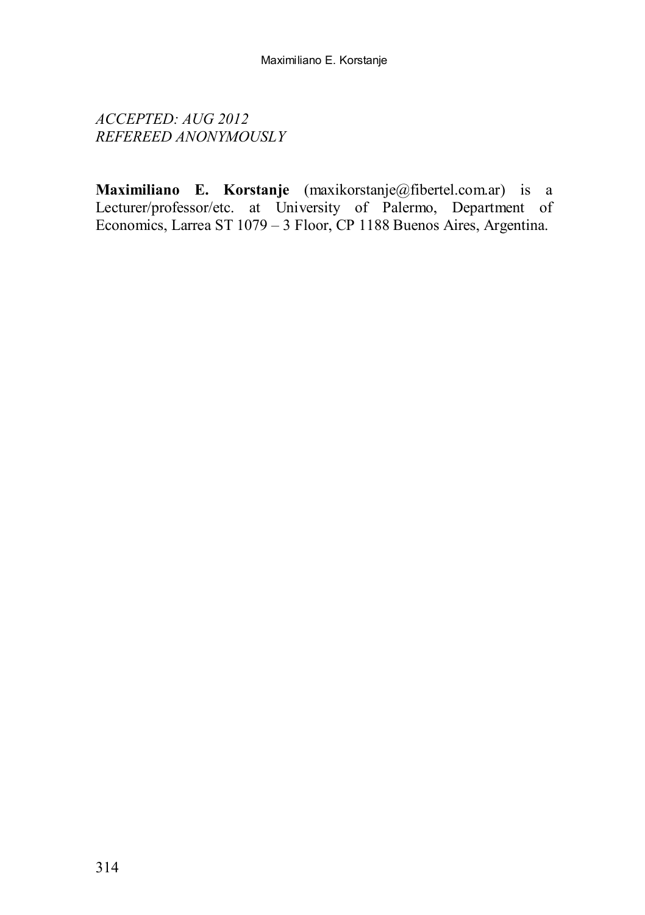*ACCEPTED: AUG 2012*
*REFEREED ANONYMOUSLY*

**Maximiliano E. Korstanje** (maxikorstanje@fibertel.com.ar) is a Lecturer/professor/etc. at University of Palermo, Department of Economics, Larrea ST 1079 – 3 Floor, CP 1188 Buenos Aires, Argentina.